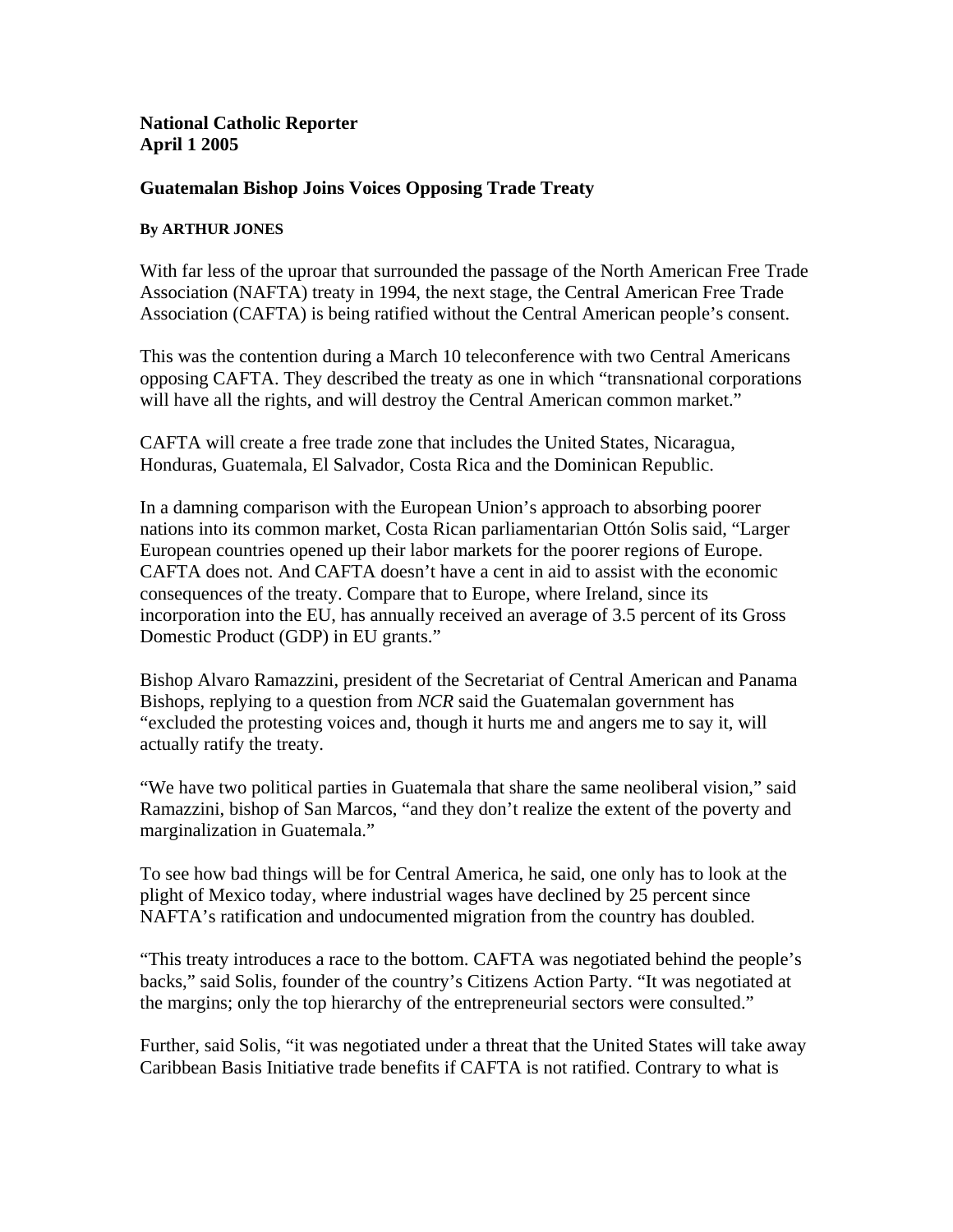**National Catholic Reporter**
**April 1 2005**

### Guatemalan Bishop Joins Voices Opposing Trade Treaty

**By ARTHUR JONES**

With far less of the uproar that surrounded the passage of the North American Free Trade Association (NAFTA) treaty in 1994, the next stage, the Central American Free Trade Association (CAFTA) is being ratified without the Central American people's consent.

This was the contention during a March 10 teleconference with two Central Americans opposing CAFTA. They described the treaty as one in which "transnational corporations will have all the rights, and will destroy the Central American common market."

CAFTA will create a free trade zone that includes the United States, Nicaragua, Honduras, Guatemala, El Salvador, Costa Rica and the Dominican Republic.

In a damning comparison with the European Union's approach to absorbing poorer nations into its common market, Costa Rican parliamentarian Ottón Solis said, "Larger European countries opened up their labor markets for the poorer regions of Europe. CAFTA does not. And CAFTA doesn't have a cent in aid to assist with the economic consequences of the treaty. Compare that to Europe, where Ireland, since its incorporation into the EU, has annually received an average of 3.5 percent of its Gross Domestic Product (GDP) in EU grants."

Bishop Alvaro Ramazzini, president of the Secretariat of Central American and Panama Bishops, replying to a question from *NCR* said the Guatemalan government has "excluded the protesting voices and, though it hurts me and angers me to say it, will actually ratify the treaty.

"We have two political parties in Guatemala that share the same neoliberal vision," said Ramazzini, bishop of San Marcos, "and they don't realize the extent of the poverty and marginalization in Guatemala."

To see how bad things will be for Central America, he said, one only has to look at the plight of Mexico today, where industrial wages have declined by 25 percent since NAFTA's ratification and undocumented migration from the country has doubled.

"This treaty introduces a race to the bottom. CAFTA was negotiated behind the people's backs," said Solis, founder of the country's Citizens Action Party. "It was negotiated at the margins; only the top hierarchy of the entrepreneurial sectors were consulted."

Further, said Solis, "it was negotiated under a threat that the United States will take away Caribbean Basis Initiative trade benefits if CAFTA is not ratified. Contrary to what is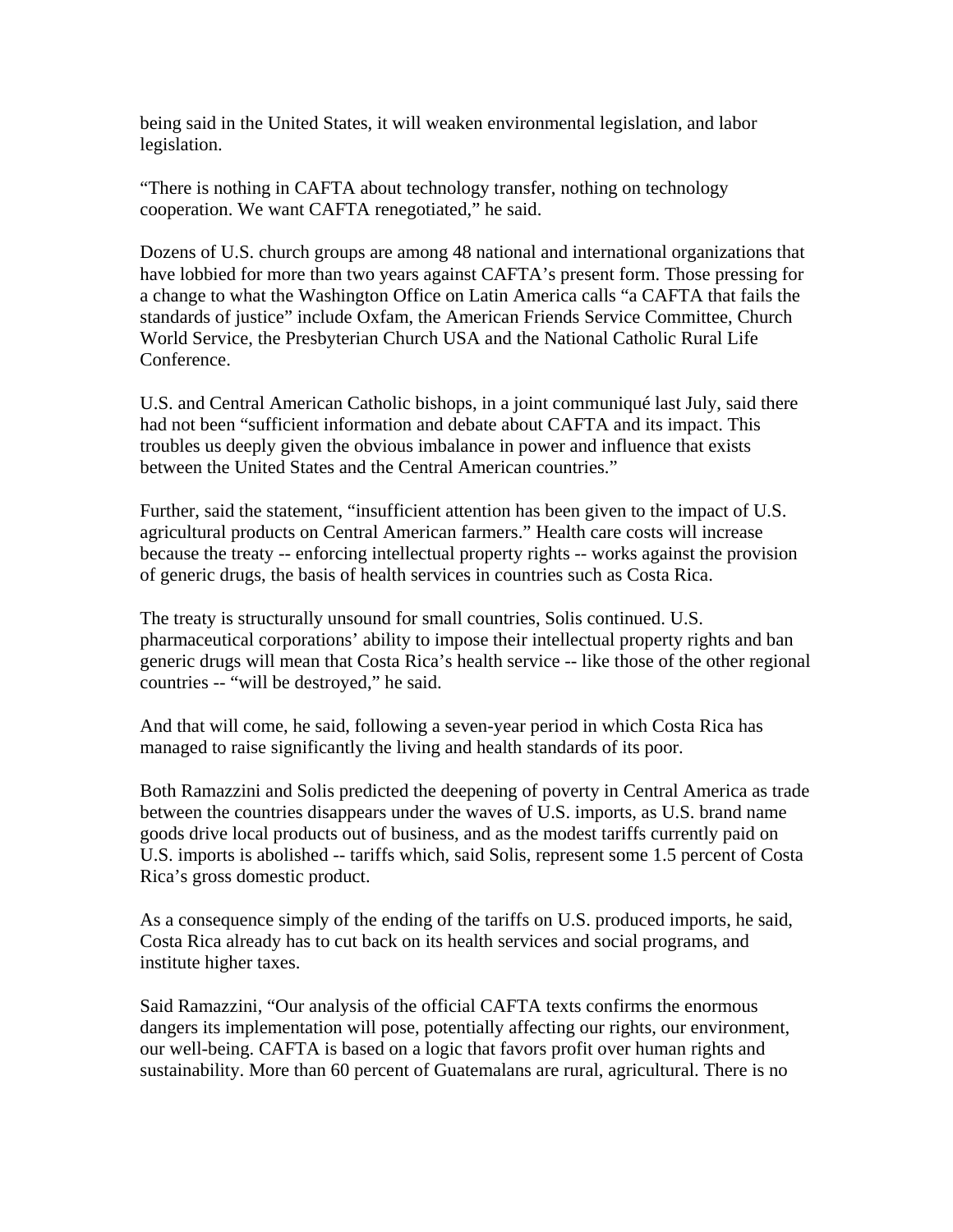being said in the United States, it will weaken environmental legislation, and labor legislation.

"There is nothing in CAFTA about technology transfer, nothing on technology cooperation. We want CAFTA renegotiated," he said.

Dozens of U.S. church groups are among 48 national and international organizations that have lobbied for more than two years against CAFTA's present form. Those pressing for a change to what the Washington Office on Latin America calls "a CAFTA that fails the standards of justice" include Oxfam, the American Friends Service Committee, Church World Service, the Presbyterian Church USA and the National Catholic Rural Life Conference.

U.S. and Central American Catholic bishops, in a joint communiqué last July, said there had not been "sufficient information and debate about CAFTA and its impact. This troubles us deeply given the obvious imbalance in power and influence that exists between the United States and the Central American countries."

Further, said the statement, "insufficient attention has been given to the impact of U.S. agricultural products on Central American farmers." Health care costs will increase because the treaty -- enforcing intellectual property rights -- works against the provision of generic drugs, the basis of health services in countries such as Costa Rica.

The treaty is structurally unsound for small countries, Solis continued. U.S. pharmaceutical corporations' ability to impose their intellectual property rights and ban generic drugs will mean that Costa Rica's health service -- like those of the other regional countries -- "will be destroyed," he said.

And that will come, he said, following a seven-year period in which Costa Rica has managed to raise significantly the living and health standards of its poor.

Both Ramazzini and Solis predicted the deepening of poverty in Central America as trade between the countries disappears under the waves of U.S. imports, as U.S. brand name goods drive local products out of business, and as the modest tariffs currently paid on U.S. imports is abolished -- tariffs which, said Solis, represent some 1.5 percent of Costa Rica's gross domestic product.

As a consequence simply of the ending of the tariffs on U.S. produced imports, he said, Costa Rica already has to cut back on its health services and social programs, and institute higher taxes.

Said Ramazzini, "Our analysis of the official CAFTA texts confirms the enormous dangers its implementation will pose, potentially affecting our rights, our environment, our well-being. CAFTA is based on a logic that favors profit over human rights and sustainability. More than 60 percent of Guatemalans are rural, agricultural. There is no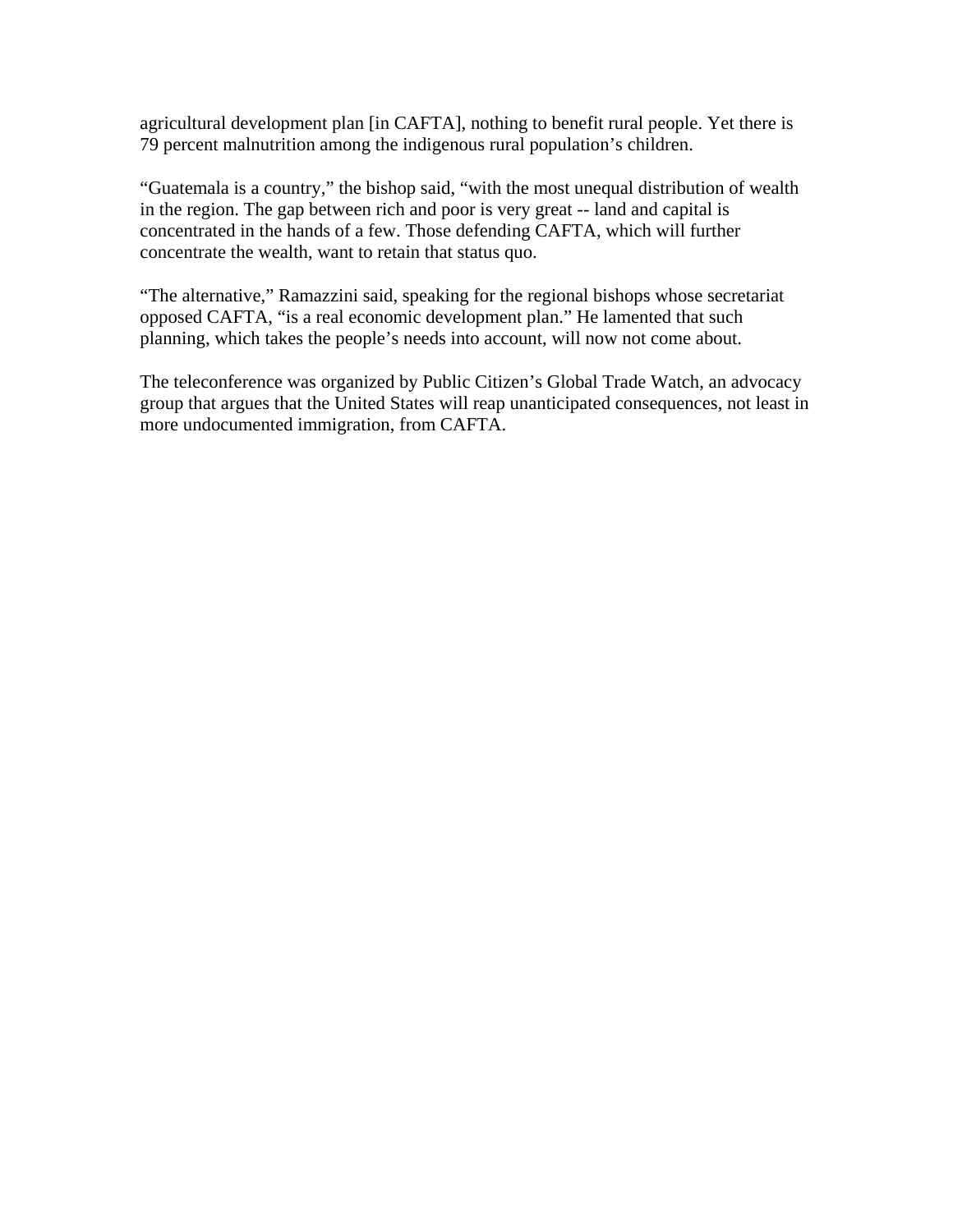agricultural development plan [in CAFTA], nothing to benefit rural people. Yet there is 79 percent malnutrition among the indigenous rural population's children.

"Guatemala is a country," the bishop said, "with the most unequal distribution of wealth in the region. The gap between rich and poor is very great -- land and capital is concentrated in the hands of a few. Those defending CAFTA, which will further concentrate the wealth, want to retain that status quo.

"The alternative," Ramazzini said, speaking for the regional bishops whose secretariat opposed CAFTA, "is a real economic development plan." He lamented that such planning, which takes the people's needs into account, will now not come about.

The teleconference was organized by Public Citizen's Global Trade Watch, an advocacy group that argues that the United States will reap unanticipated consequences, not least in more undocumented immigration, from CAFTA.